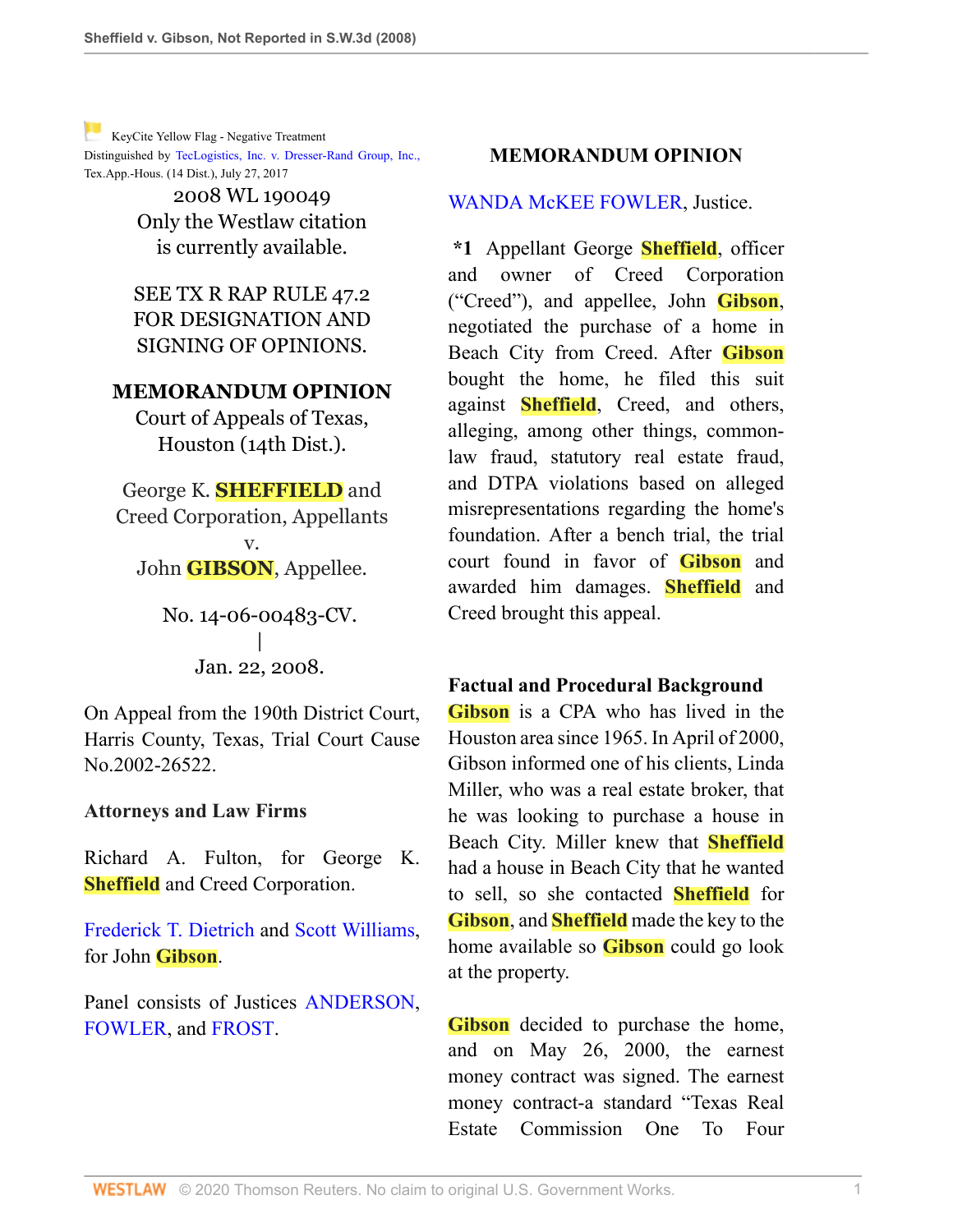KeyCite Yellow Flag - Negative Treatment
Distinguished by TecLogistics, Inc. v. Dresser-Rand Group, Inc., Tex.App.-Hous. (14 Dist.), July 27, 2017

2008 WL 190049
Only the Westlaw citation
is currently available.

SEE TX R RAP RULE 47.2
FOR DESIGNATION AND
SIGNING OF OPINIONS.

**MEMORANDUM OPINION**
Court of Appeals of Texas,
Houston (14th Dist.).

George K. **SHEFFIELD** and
Creed Corporation, Appellants
v.
John **GIBSON**, Appellee.

No. 14-06-00483-CV.
|
Jan. 22, 2008.

On Appeal from the 190th District Court, Harris County, Texas, Trial Court Cause No.2002-26522.

**Attorneys and Law Firms**

Richard A. Fulton, for George K. **Sheffield** and Creed Corporation.

Frederick T. Dietrich and Scott Williams, for John **Gibson**.

Panel consists of Justices ANDERSON, FOWLER, and FROST.

**MEMORANDUM OPINION**

WANDA McKEE FOWLER, Justice.

**\*1** Appellant George **Sheffield**, officer and owner of Creed Corporation ("Creed"), and appellee, John **Gibson**, negotiated the purchase of a home in Beach City from Creed. After **Gibson** bought the home, he filed this suit against **Sheffield**, Creed, and others, alleging, among other things, common-law fraud, statutory real estate fraud, and DTPA violations based on alleged misrepresentations regarding the home's foundation. After a bench trial, the trial court found in favor of **Gibson** and awarded him damages. **Sheffield** and Creed brought this appeal.

**Factual and Procedural Background**

**Gibson** is a CPA who has lived in the Houston area since 1965. In April of 2000, Gibson informed one of his clients, Linda Miller, who was a real estate broker, that he was looking to purchase a house in Beach City. Miller knew that **Sheffield** had a house in Beach City that he wanted to sell, so she contacted **Sheffield** for **Gibson**, and **Sheffield** made the key to the home available so **Gibson** could go look at the property.

**Gibson** decided to purchase the home, and on May 26, 2000, the earnest money contract was signed. The earnest money contract-a standard "Texas Real Estate Commission One To Four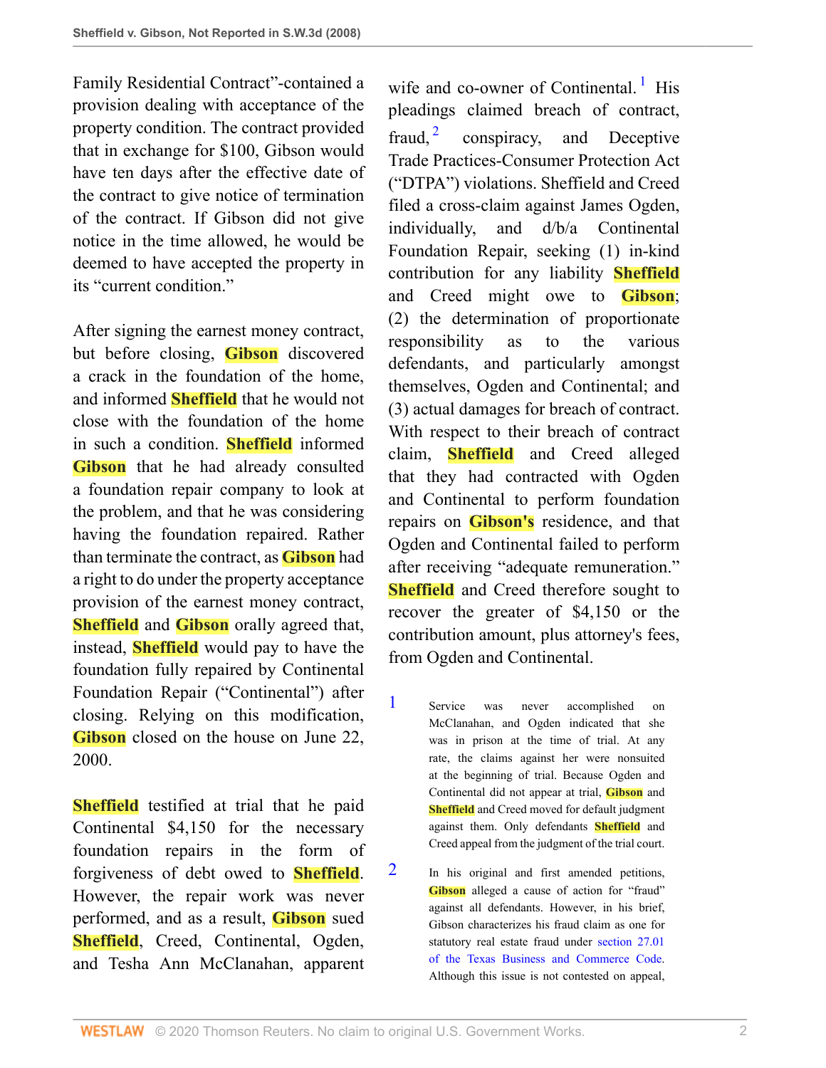Family Residential Contract"-contained a provision dealing with acceptance of the property condition. The contract provided that in exchange for $100, Gibson would have ten days after the effective date of the contract to give notice of termination of the contract. If Gibson did not give notice in the time allowed, he would be deemed to have accepted the property in its "current condition."

After signing the earnest money contract, but before closing, Gibson discovered a crack in the foundation of the home, and informed Sheffield that he would not close with the foundation of the home in such a condition. Sheffield informed Gibson that he had already consulted a foundation repair company to look at the problem, and that he was considering having the foundation repaired. Rather than terminate the contract, as Gibson had a right to do under the property acceptance provision of the earnest money contract, Sheffield and Gibson orally agreed that, instead, Sheffield would pay to have the foundation fully repaired by Continental Foundation Repair ("Continental") after closing. Relying on this modification, Gibson closed on the house on June 22, 2000.

Sheffield testified at trial that he paid Continental $4,150 for the necessary foundation repairs in the form of forgiveness of debt owed to Sheffield. However, the repair work was never performed, and as a result, Gibson sued Sheffield, Creed, Continental, Ogden, and Tesha Ann McClanahan, apparent wife and co-owner of Continental.[1] His pleadings claimed breach of contract, fraud,[2] conspiracy, and Deceptive Trade Practices-Consumer Protection Act ("DTPA") violations. Sheffield and Creed filed a cross-claim against James Ogden, individually, and d/b/a Continental Foundation Repair, seeking (1) in-kind contribution for any liability Sheffield and Creed might owe to Gibson; (2) the determination of proportionate responsibility as to the various defendants, and particularly amongst themselves, Ogden and Continental; and (3) actual damages for breach of contract. With respect to their breach of contract claim, Sheffield and Creed alleged that they had contracted with Ogden and Continental to perform foundation repairs on Gibson's residence, and that Ogden and Continental failed to perform after receiving "adequate remuneration." Sheffield and Creed therefore sought to recover the greater of $4,150 or the contribution amount, plus attorney's fees, from Ogden and Continental.

[1] Service was never accomplished on McClanahan, and Ogden indicated that she was in prison at the time of trial. At any rate, the claims against her were nonsuited at the beginning of trial. Because Ogden and Continental did not appear at trial, Gibson and Sheffield and Creed moved for default judgment against them. Only defendants Sheffield and Creed appeal from the judgment of the trial court.

[2] In his original and first amended petitions, Gibson alleged a cause of action for "fraud" against all defendants. However, in his brief, Gibson characterizes his fraud claim as one for statutory real estate fraud under section 27.01 of the Texas Business and Commerce Code. Although this issue is not contested on appeal,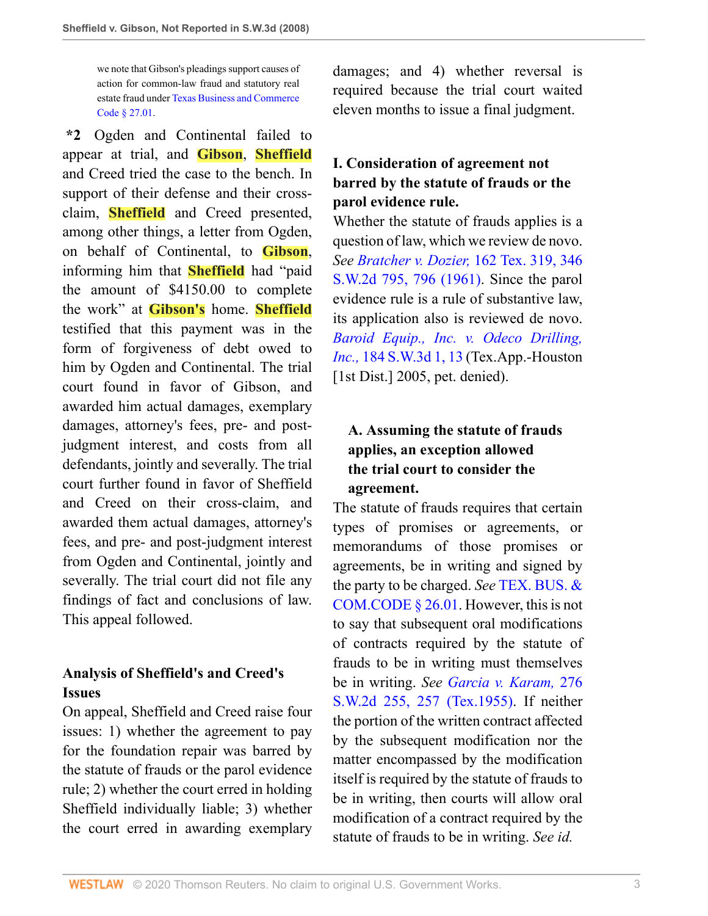we note that Gibson's pleadings support causes of action for common-law fraud and statutory real estate fraud under Texas Business and Commerce Code § 27.01.

**\*2** Ogden and Continental failed to appear at trial, and Gibson, Sheffield and Creed tried the case to the bench. In support of their defense and their cross-claim, Sheffield and Creed presented, among other things, a letter from Ogden, on behalf of Continental, to Gibson, informing him that Sheffield had "paid the amount of $4150.00 to complete the work" at Gibson's home. Sheffield testified that this payment was in the form of forgiveness of debt owed to him by Ogden and Continental. The trial court found in favor of Gibson, and awarded him actual damages, exemplary damages, attorney's fees, pre- and post-judgment interest, and costs from all defendants, jointly and severally. The trial court further found in favor of Sheffield and Creed on their cross-claim, and awarded them actual damages, attorney's fees, and pre- and post-judgment interest from Ogden and Continental, jointly and severally. The trial court did not file any findings of fact and conclusions of law. This appeal followed.

## Analysis of Sheffield's and Creed's Issues

On appeal, Sheffield and Creed raise four issues: 1) whether the agreement to pay for the foundation repair was barred by the statute of frauds or the parol evidence rule; 2) whether the court erred in holding Sheffield individually liable; 3) whether the court erred in awarding exemplary damages; and 4) whether reversal is required because the trial court waited eleven months to issue a final judgment.

## I. Consideration of agreement not barred by the statute of frauds or the parol evidence rule.

Whether the statute of frauds applies is a question of law, which we review de novo. *See* *Bratcher v. Dozier,* 162 Tex. 319, 346 S.W.2d 795, 796 (1961). Since the parol evidence rule is a rule of substantive law, its application also is reviewed de novo. *Baroid Equip., Inc. v. Odeco Drilling, Inc.,* 184 S.W.3d 1, 13 (Tex.App.-Houston [1st Dist.] 2005, pet. denied).

### A. Assuming the statute of frauds applies, an exception allowed the trial court to consider the agreement.

The statute of frauds requires that certain types of promises or agreements, or memorandums of those promises or agreements, be in writing and signed by the party to be charged. *See* TEX. BUS. & COM.CODE § 26.01. However, this is not to say that subsequent oral modifications of contracts required by the statute of frauds to be in writing must themselves be in writing. *See* *Garcia v. Karam,* 276 S.W.2d 255, 257 (Tex.1955). If neither the portion of the written contract affected by the subsequent modification nor the matter encompassed by the modification itself is required by the statute of frauds to be in writing, then courts will allow oral modification of a contract required by the statute of frauds to be in writing. *See id.*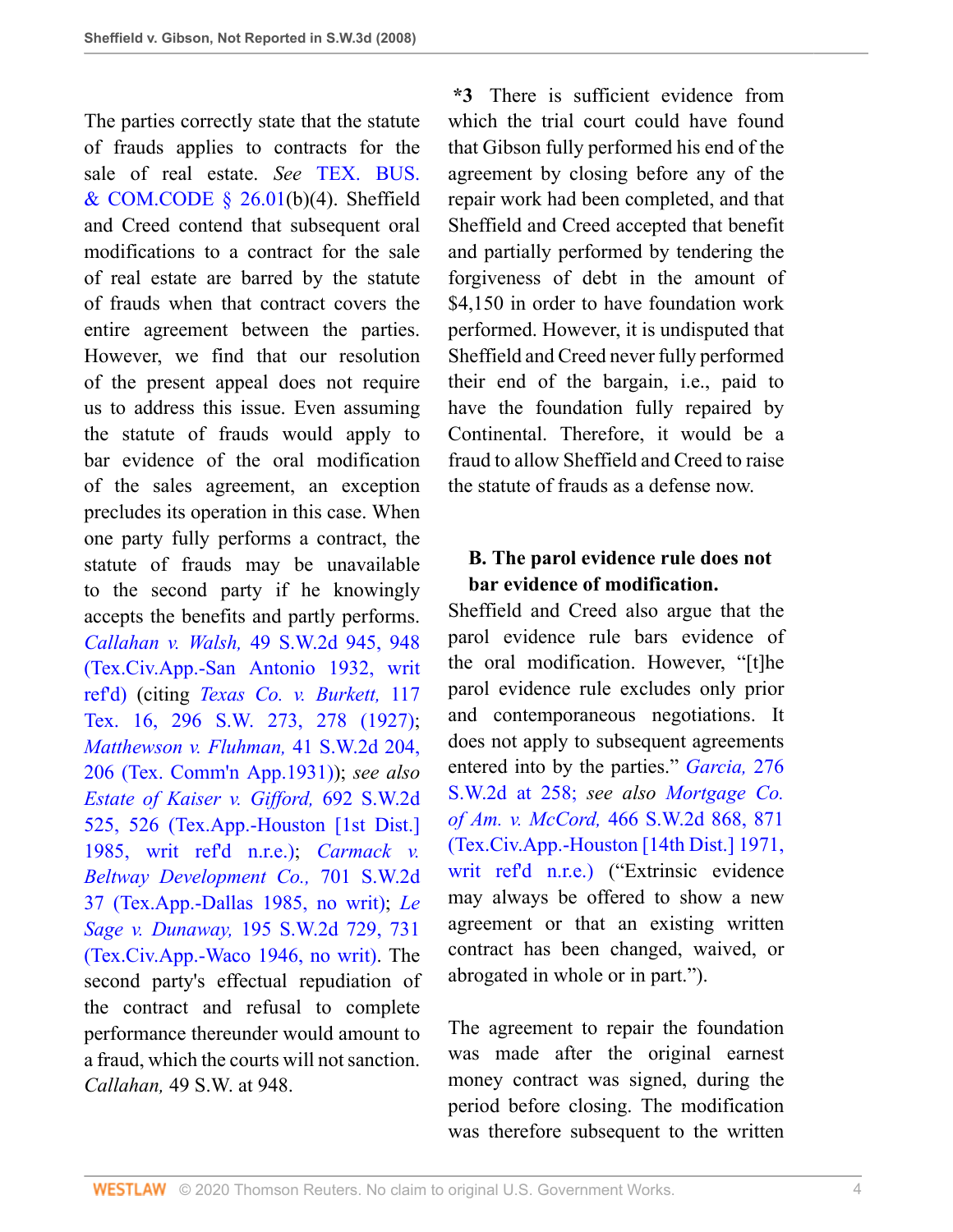The parties correctly state that the statute of frauds applies to contracts for the sale of real estate. *See* TEX. BUS. & COM.CODE § 26.01(b)(4). Sheffield and Creed contend that subsequent oral modifications to a contract for the sale of real estate are barred by the statute of frauds when that contract covers the entire agreement between the parties. However, we find that our resolution of the present appeal does not require us to address this issue. Even assuming the statute of frauds would apply to bar evidence of the oral modification of the sales agreement, an exception precludes its operation in this case. When one party fully performs a contract, the statute of frauds may be unavailable to the second party if he knowingly accepts the benefits and partly performs. *Callahan v. Walsh,* 49 S.W.2d 945, 948 (Tex.Civ.App.-San Antonio 1932, writ ref'd) (citing *Texas Co. v. Burkett,* 117 Tex. 16, 296 S.W. 273, 278 (1927); *Matthewson v. Fluhman,* 41 S.W.2d 204, 206 (Tex. Comm'n App.1931)); *see also Estate of Kaiser v. Gifford,* 692 S.W.2d 525, 526 (Tex.App.-Houston [1st Dist.] 1985, writ ref'd n.r.e.); *Carmack v. Beltway Development Co.,* 701 S.W.2d 37 (Tex.App.-Dallas 1985, no writ); *Le Sage v. Dunaway,* 195 S.W.2d 729, 731 (Tex.Civ.App.-Waco 1946, no writ). The second party's effectual repudiation of the contract and refusal to complete performance thereunder would amount to a fraud, which the courts will not sanction. *Callahan,* 49 S.W. at 948.

**\*3** There is sufficient evidence from which the trial court could have found that Gibson fully performed his end of the agreement by closing before any of the repair work had been completed, and that Sheffield and Creed accepted that benefit and partially performed by tendering the forgiveness of debt in the amount of $4,150 in order to have foundation work performed. However, it is undisputed that Sheffield and Creed never fully performed their end of the bargain, i.e., paid to have the foundation fully repaired by Continental. Therefore, it would be a fraud to allow Sheffield and Creed to raise the statute of frauds as a defense now.

### B. The parol evidence rule does not bar evidence of modification.

Sheffield and Creed also argue that the parol evidence rule bars evidence of the oral modification. However, "[t]he parol evidence rule excludes only prior and contemporaneous negotiations. It does not apply to subsequent agreements entered into by the parties." *Garcia,* 276 S.W.2d at 258; *see also Mortgage Co. of Am. v. McCord,* 466 S.W.2d 868, 871 (Tex.Civ.App.-Houston [14th Dist.] 1971, writ ref'd n.r.e.) ("Extrinsic evidence may always be offered to show a new agreement or that an existing written contract has been changed, waived, or abrogated in whole or in part.").

The agreement to repair the foundation was made after the original earnest money contract was signed, during the period before closing. The modification was therefore subsequent to the written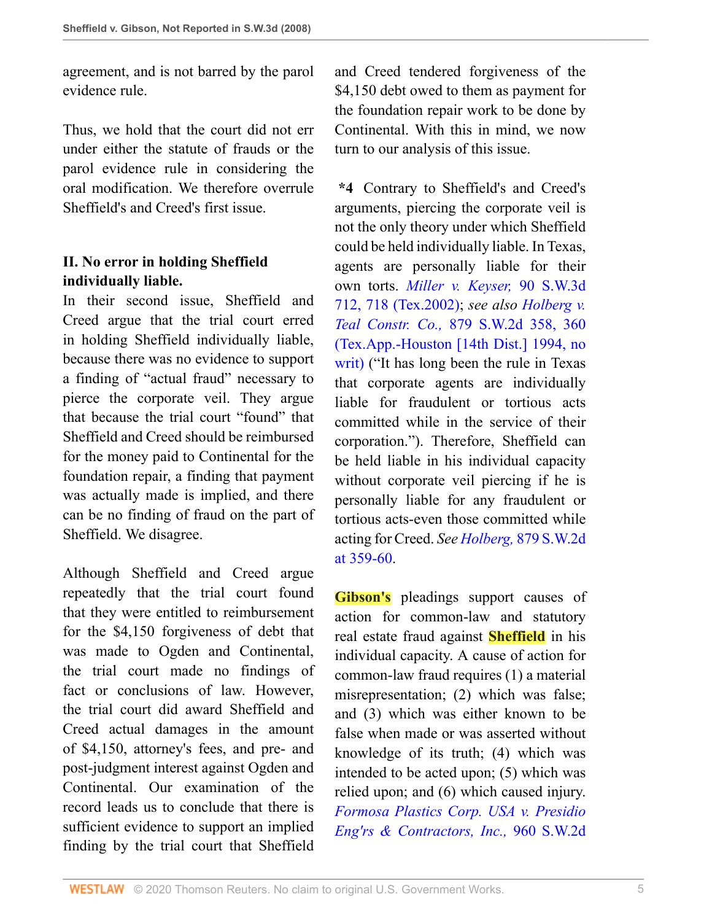agreement, and is not barred by the parol evidence rule.

Thus, we hold that the court did not err under either the statute of frauds or the parol evidence rule in considering the oral modification. We therefore overrule Sheffield's and Creed's first issue.

## II. No error in holding Sheffield individually liable.

In their second issue, Sheffield and Creed argue that the trial court erred in holding Sheffield individually liable, because there was no evidence to support a finding of "actual fraud" necessary to pierce the corporate veil. They argue that because the trial court "found" that Sheffield and Creed should be reimbursed for the money paid to Continental for the foundation repair, a finding that payment was actually made is implied, and there can be no finding of fraud on the part of Sheffield. We disagree.

Although Sheffield and Creed argue repeatedly that the trial court found that they were entitled to reimbursement for the $4,150 forgiveness of debt that was made to Ogden and Continental, the trial court made no findings of fact or conclusions of law. However, the trial court did award Sheffield and Creed actual damages in the amount of $4,150, attorney's fees, and pre- and post-judgment interest against Ogden and Continental. Our examination of the record leads us to conclude that there is sufficient evidence to support an implied finding by the trial court that Sheffield and Creed tendered forgiveness of the $4,150 debt owed to them as payment for the foundation repair work to be done by Continental. With this in mind, we now turn to our analysis of this issue.

**\*4** Contrary to Sheffield's and Creed's arguments, piercing the corporate veil is not the only theory under which Sheffield could be held individually liable. In Texas, agents are personally liable for their own torts. *Miller v. Keyser,* 90 S.W.3d 712, 718 (Tex.2002); *see also Holberg v. Teal Constr. Co.,* 879 S.W.2d 358, 360 (Tex.App.-Houston [14th Dist.] 1994, no writ) ("It has long been the rule in Texas that corporate agents are individually liable for fraudulent or tortious acts committed while in the service of their corporation."). Therefore, Sheffield can be held liable in his individual capacity without corporate veil piercing if he is personally liable for any fraudulent or tortious acts-even those committed while acting for Creed. *See Holberg,* 879 S.W.2d at 359-60.

**Gibson's** pleadings support causes of action for common-law and statutory real estate fraud against **Sheffield** in his individual capacity. A cause of action for common-law fraud requires (1) a material misrepresentation; (2) which was false; and (3) which was either known to be false when made or was asserted without knowledge of its truth; (4) which was intended to be acted upon; (5) which was relied upon; and (6) which caused injury. *Formosa Plastics Corp. USA v. Presidio Eng'rs & Contractors, Inc.,* 960 S.W.2d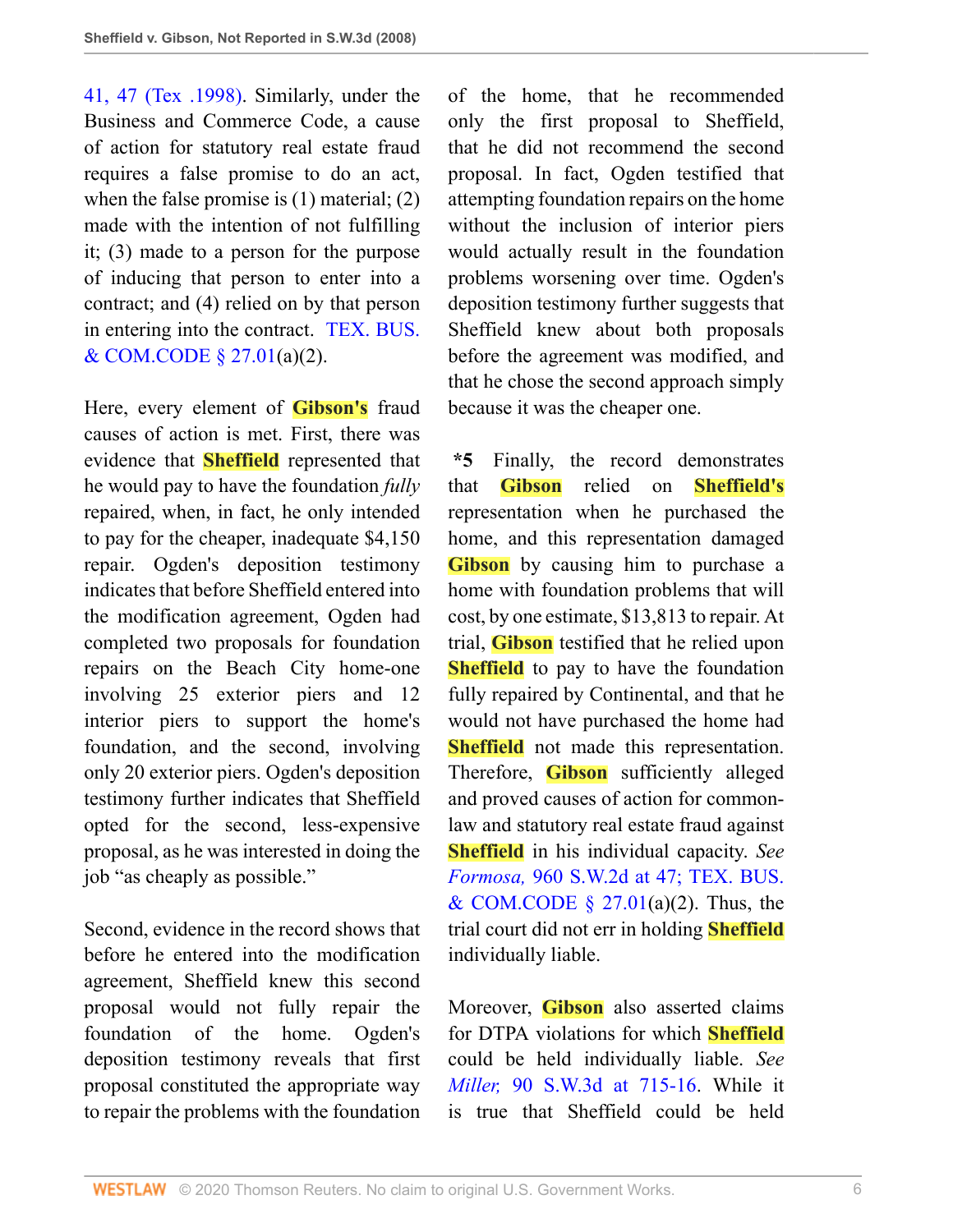41, 47 (Tex .1998). Similarly, under the Business and Commerce Code, a cause of action for statutory real estate fraud requires a false promise to do an act, when the false promise is (1) material; (2) made with the intention of not fulfilling it; (3) made to a person for the purpose of inducing that person to enter into a contract; and (4) relied on by that person in entering into the contract. TEX. BUS. & COM.CODE § 27.01(a)(2).

Here, every element of **Gibson's** fraud causes of action is met. First, there was evidence that **Sheffield** represented that he would pay to have the foundation *fully* repaired, when, in fact, he only intended to pay for the cheaper, inadequate $4,150 repair. Ogden's deposition testimony indicates that before Sheffield entered into the modification agreement, Ogden had completed two proposals for foundation repairs on the Beach City home-one involving 25 exterior piers and 12 interior piers to support the home's foundation, and the second, involving only 20 exterior piers. Ogden's deposition testimony further indicates that Sheffield opted for the second, less-expensive proposal, as he was interested in doing the job "as cheaply as possible."

Second, evidence in the record shows that before he entered into the modification agreement, Sheffield knew this second proposal would not fully repair the foundation of the home. Ogden's deposition testimony reveals that first proposal constituted the appropriate way to repair the problems with the foundation of the home, that he recommended only the first proposal to Sheffield, that he did not recommend the second proposal. In fact, Ogden testified that attempting foundation repairs on the home without the inclusion of interior piers would actually result in the foundation problems worsening over time. Ogden's deposition testimony further suggests that Sheffield knew about both proposals before the agreement was modified, and that he chose the second approach simply because it was the cheaper one.

**\*5** Finally, the record demonstrates that **Gibson** relied on **Sheffield's** representation when he purchased the home, and this representation damaged **Gibson** by causing him to purchase a home with foundation problems that will cost, by one estimate, $13,813 to repair. At trial, **Gibson** testified that he relied upon **Sheffield** to pay to have the foundation fully repaired by Continental, and that he would not have purchased the home had **Sheffield** not made this representation. Therefore, **Gibson** sufficiently alleged and proved causes of action for common-law and statutory real estate fraud against **Sheffield** in his individual capacity. *See Formosa,* 960 S.W.2d at 47; TEX. BUS. & COM.CODE § 27.01(a)(2). Thus, the trial court did not err in holding **Sheffield** individually liable.

Moreover, **Gibson** also asserted claims for DTPA violations for which **Sheffield** could be held individually liable. *See Miller,* 90 S.W.3d at 715-16. While it is true that Sheffield could be held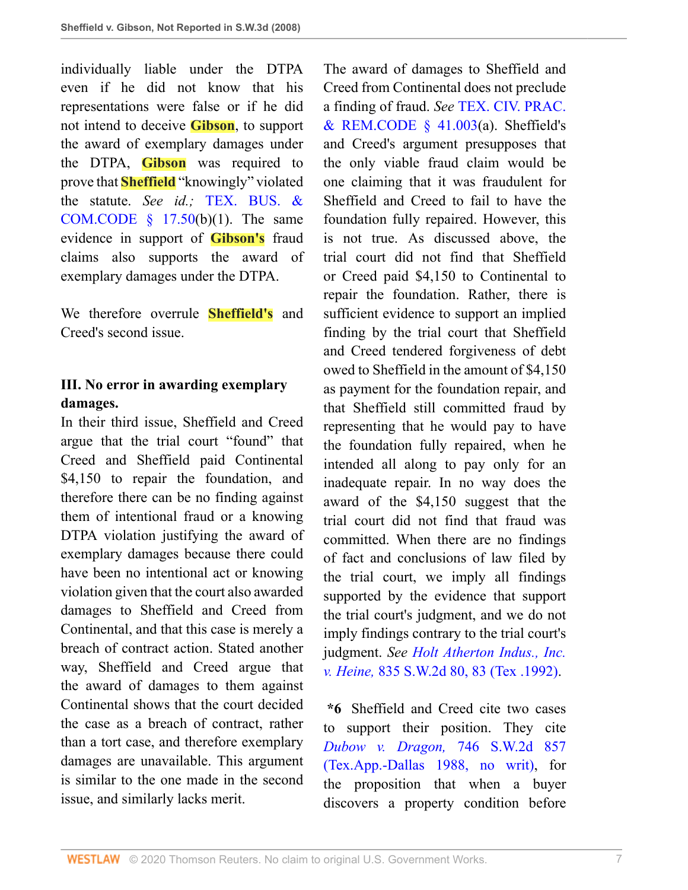individually liable under the DTPA even if he did not know that his representations were false or if he did not intend to deceive Gibson, to support the award of exemplary damages under the DTPA, Gibson was required to prove that Sheffield "knowingly" violated the statute. *See id.;* TEX. BUS. & COM.CODE § 17.50(b)(1). The same evidence in support of Gibson's fraud claims also supports the award of exemplary damages under the DTPA.

We therefore overrule Sheffield's and Creed's second issue.

### III. No error in awarding exemplary damages.

In their third issue, Sheffield and Creed argue that the trial court "found" that Creed and Sheffield paid Continental $4,150 to repair the foundation, and therefore there can be no finding against them of intentional fraud or a knowing DTPA violation justifying the award of exemplary damages because there could have been no intentional act or knowing violation given that the court also awarded damages to Sheffield and Creed from Continental, and that this case is merely a breach of contract action. Stated another way, Sheffield and Creed argue that the award of damages to them against Continental shows that the court decided the case as a breach of contract, rather than a tort case, and therefore exemplary damages are unavailable. This argument is similar to the one made in the second issue, and similarly lacks merit.

The award of damages to Sheffield and Creed from Continental does not preclude a finding of fraud. *See* TEX. CIV. PRAC. & REM.CODE § 41.003(a). Sheffield's and Creed's argument presupposes that the only viable fraud claim would be one claiming that it was fraudulent for Sheffield and Creed to fail to have the foundation fully repaired. However, this is not true. As discussed above, the trial court did not find that Sheffield or Creed paid $4,150 to Continental to repair the foundation. Rather, there is sufficient evidence to support an implied finding by the trial court that Sheffield and Creed tendered forgiveness of debt owed to Sheffield in the amount of $4,150 as payment for the foundation repair, and that Sheffield still committed fraud by representing that he would pay to have the foundation fully repaired, when he intended all along to pay only for an inadequate repair. In no way does the award of the $4,150 suggest that the trial court did not find that fraud was committed. When there are no findings of fact and conclusions of law filed by the trial court, we imply all findings supported by the evidence that support the trial court's judgment, and we do not imply findings contrary to the trial court's judgment. *See Holt Atherton Indus., Inc. v. Heine,* 835 S.W.2d 80, 83 (Tex .1992).

**\*6** Sheffield and Creed cite two cases to support their position. They cite *Dubow v. Dragon,* 746 S.W.2d 857 (Tex.App.-Dallas 1988, no writ), for the proposition that when a buyer discovers a property condition before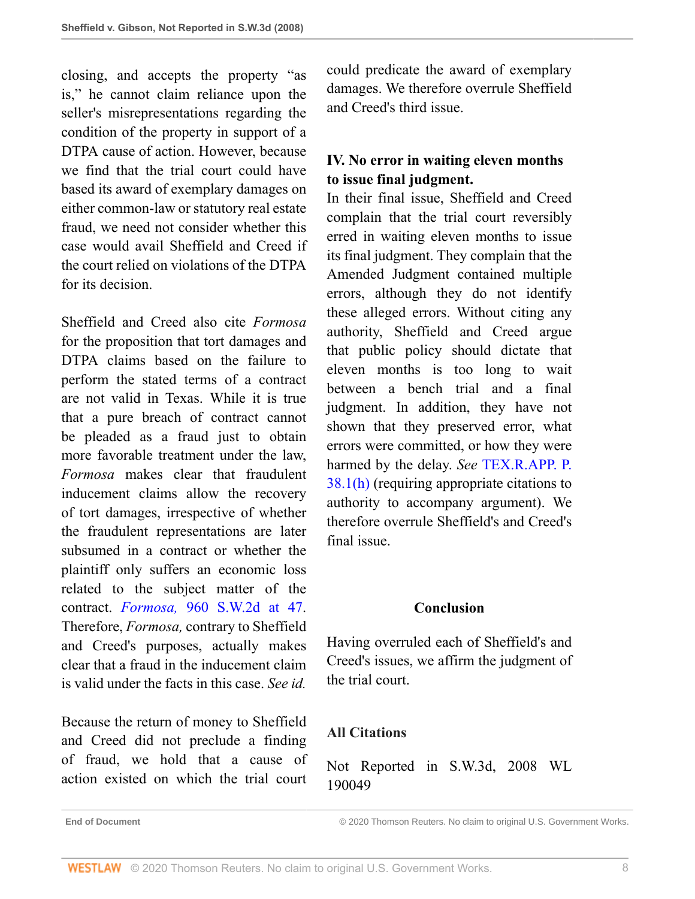closing, and accepts the property "as is," he cannot claim reliance upon the seller's misrepresentations regarding the condition of the property in support of a DTPA cause of action. However, because we find that the trial court could have based its award of exemplary damages on either common-law or statutory real estate fraud, we need not consider whether this case would avail Sheffield and Creed if the court relied on violations of the DTPA for its decision.

Sheffield and Creed also cite *Formosa* for the proposition that tort damages and DTPA claims based on the failure to perform the stated terms of a contract are not valid in Texas. While it is true that a pure breach of contract cannot be pleaded as a fraud just to obtain more favorable treatment under the law, *Formosa* makes clear that fraudulent inducement claims allow the recovery of tort damages, irrespective of whether the fraudulent representations are later subsumed in a contract or whether the plaintiff only suffers an economic loss related to the subject matter of the contract. *Formosa,* 960 S.W.2d at 47. Therefore, *Formosa,* contrary to Sheffield and Creed's purposes, actually makes clear that a fraud in the inducement claim is valid under the facts in this case. *See id.*

Because the return of money to Sheffield and Creed did not preclude a finding of fraud, we hold that a cause of action existed on which the trial court could predicate the award of exemplary damages. We therefore overrule Sheffield and Creed's third issue.

### IV. No error in waiting eleven months to issue final judgment.

In their final issue, Sheffield and Creed complain that the trial court reversibly erred in waiting eleven months to issue its final judgment. They complain that the Amended Judgment contained multiple errors, although they do not identify these alleged errors. Without citing any authority, Sheffield and Creed argue that public policy should dictate that eleven months is too long to wait between a bench trial and a final judgment. In addition, they have not shown that they preserved error, what errors were committed, or how they were harmed by the delay. *See* TEX.R.APP. P. 38.1(h) (requiring appropriate citations to authority to accompany argument). We therefore overrule Sheffield's and Creed's final issue.

## Conclusion

Having overruled each of Sheffield's and Creed's issues, we affirm the judgment of the trial court.

## All Citations

Not Reported in S.W.3d, 2008 WL 190049

End of Document